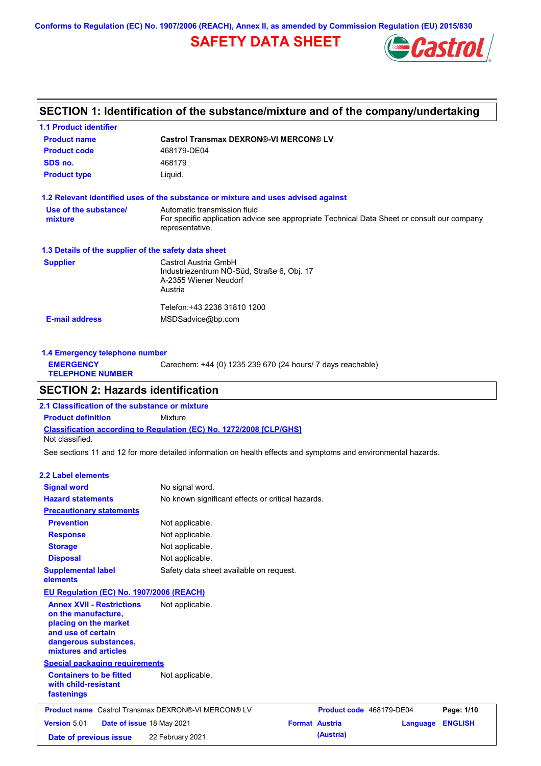Conforms to Regulation (EC) No. 1907/2006 (REACH), Annex II, as amended by Commission Regulation (EU) 2015/830

# SAFETY DATA SHEET

## SECTION 1: Identification of the substance/mixture and of the company/undertaking

### 1.1 Product identifier

| | |
|---|---|
| **Product name** | **Castrol Transmax DEXRON®-VI MERCON® LV** |
| **Product code** | 468179-DE04 |
| **SDS no.** | 468179 |
| **Product type** | Liquid. |

### 1.2 Relevant identified uses of the substance or mixture and uses advised against

**Use of the substance/ mixture**: Automatic transmission fluid
For specific application advice see appropriate Technical Data Sheet or consult our company representative.

### 1.3 Details of the supplier of the safety data sheet

**Supplier**
Castrol Austria GmbH
Industriezentrum NÖ-Süd, Straße 6, Obj. 17
A-2355 Wiener Neudorf
Austria

Telefon:+43 2236 31810 1200

**E-mail address**: MSDSadvice@bp.com

### 1.4 Emergency telephone number

**EMERGENCY TELEPHONE NUMBER**: Carechem: +44 (0) 1235 239 670 (24 hours/ 7 days reachable)

## SECTION 2: Hazards identification

### 2.1 Classification of the substance or mixture

**Product definition**: Mixture

**Classification according to Regulation (EC) No. 1272/2008 [CLP/GHS]**
Not classified.

See sections 11 and 12 for more detailed information on health effects and symptoms and environmental hazards.

### 2.2 Label elements

| | |
|---|---|
| **Signal word** | No signal word. |
| **Hazard statements** | No known significant effects or critical hazards. |

**Precautionary statements**

| | |
|---|---|
| **Prevention** | Not applicable. |
| **Response** | Not applicable. |
| **Storage** | Not applicable. |
| **Disposal** | Not applicable. |
| **Supplemental label elements** | Safety data sheet available on request. |

**EU Regulation (EC) No. 1907/2006 (REACH)**

| | |
|---|---|
| **Annex XVII - Restrictions on the manufacture, placing on the market and use of certain dangerous substances, mixtures and articles** | Not applicable. |

**Special packaging requirements**

| | |
|---|---|
| **Containers to be fitted with child-resistant fastenings** | Not applicable. |

| | | | |
|---|---|---|---|
| **Product name** Castrol Transmax DEXRON®-VI MERCON® LV | | **Product code** 468179-DE04 | |
| **Version** 5.01 | **Date of issue** 18 May 2021 | **Format** Austria (Austria) | **Language** ENGLISH |
| **Date of previous issue** | 22 February 2021. | | |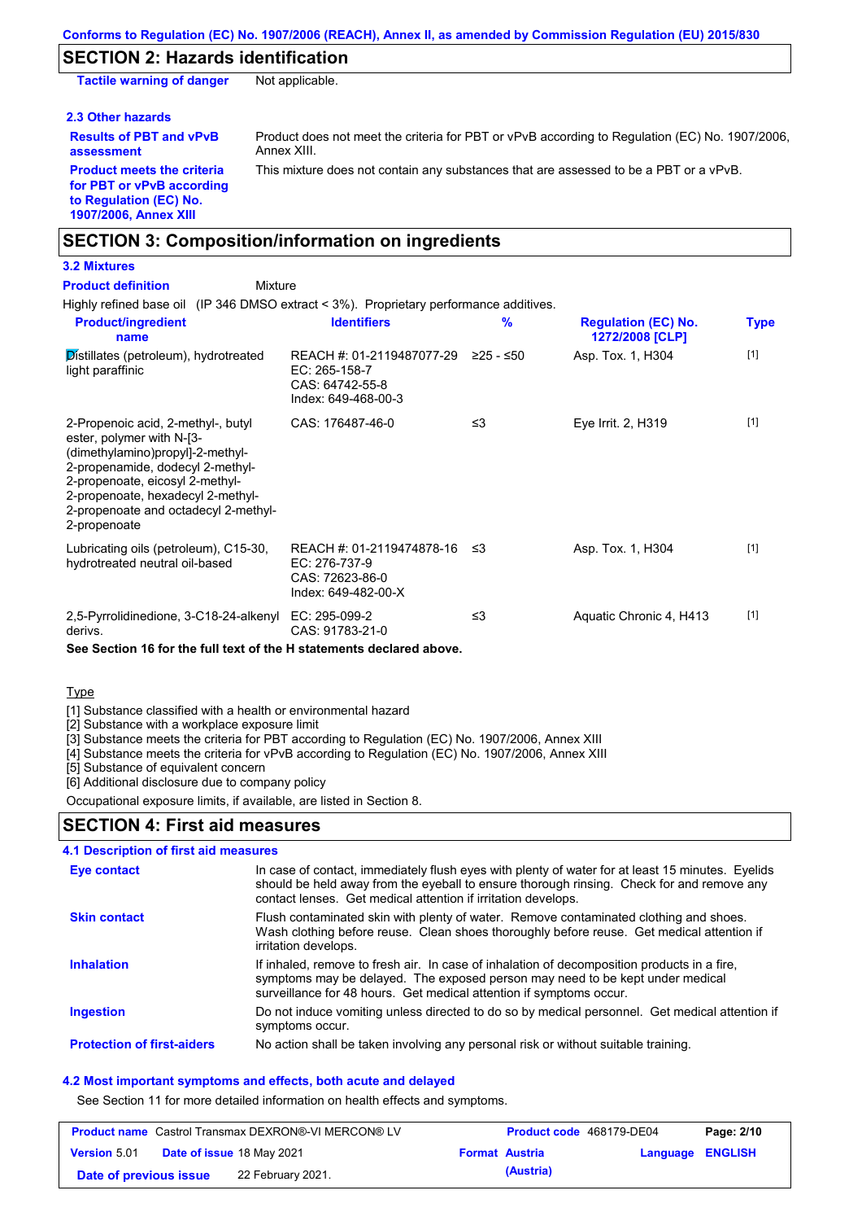## SECTION 2: Hazards identification

**Tactile warning of danger** Not applicable.

### 2.3 Other hazards

**Results of PBT and vPvB assessment** Product does not meet the criteria for PBT or vPvB according to Regulation (EC) No. 1907/2006, Annex XIII.

**Product meets the criteria for PBT or vPvB according to Regulation (EC) No. 1907/2006, Annex XIII** This mixture does not contain any substances that are assessed to be a PBT or a vPvB.

## SECTION 3: Composition/information on ingredients

### 3.2 Mixtures

**Product definition** Mixture

Highly refined base oil (IP 346 DMSO extract < 3%). Proprietary performance additives.

| Product/ingredient name | Identifiers | % | Regulation (EC) No. 1272/2008 [CLP] | Type |
|---|---|---|---|---|
| Distillates (petroleum), hydrotreated light paraffinic | REACH #: 01-2119487077-29<br>EC: 265-158-7<br>CAS: 64742-55-8<br>Index: 649-468-00-3 | ≥25 - ≤50 | Asp. Tox. 1, H304 | [1] |
| 2-Propenoic acid, 2-methyl-, butyl ester, polymer with N-[3-(dimethylamino)propyl]-2-methyl-2-propenamide, dodecyl 2-methyl-2-propenoate, eicosyl 2-methyl-2-propenoate, hexadecyl 2-methyl-2-propenoate and octadecyl 2-methyl-2-propenoate | CAS: 176487-46-0 | ≤3 | Eye Irrit. 2, H319 | [1] |
| Lubricating oils (petroleum), C15-30, hydrotreated neutral oil-based | REACH #: 01-2119474878-16<br>EC: 276-737-9<br>CAS: 72623-86-0<br>Index: 649-482-00-X | ≤3 | Asp. Tox. 1, H304 | [1] |
| 2,5-Pyrrolidinedione, 3-C18-24-alkenyl derivs. | EC: 295-099-2<br>CAS: 91783-21-0 | ≤3 | Aquatic Chronic 4, H413 | [1] |

**See Section 16 for the full text of the H statements declared above.**

Type

[1] Substance classified with a health or environmental hazard
[2] Substance with a workplace exposure limit
[3] Substance meets the criteria for PBT according to Regulation (EC) No. 1907/2006, Annex XIII
[4] Substance meets the criteria for vPvB according to Regulation (EC) No. 1907/2006, Annex XIII
[5] Substance of equivalent concern
[6] Additional disclosure due to company policy

Occupational exposure limits, if available, are listed in Section 8.

## SECTION 4: First aid measures

### 4.1 Description of first aid measures

**Eye contact** In case of contact, immediately flush eyes with plenty of water for at least 15 minutes. Eyelids should be held away from the eyeball to ensure thorough rinsing. Check for and remove any contact lenses. Get medical attention if irritation develops.

**Skin contact** Flush contaminated skin with plenty of water. Remove contaminated clothing and shoes. Wash clothing before reuse. Clean shoes thoroughly before reuse. Get medical attention if irritation develops.

**Inhalation** If inhaled, remove to fresh air. In case of inhalation of decomposition products in a fire, symptoms may be delayed. The exposed person may need to be kept under medical surveillance for 48 hours. Get medical attention if symptoms occur.

**Ingestion** Do not induce vomiting unless directed to do so by medical personnel. Get medical attention if symptoms occur.

**Protection of first-aiders** No action shall be taken involving any personal risk or without suitable training.

### 4.2 Most important symptoms and effects, both acute and delayed

See Section 11 for more detailed information on health effects and symptoms.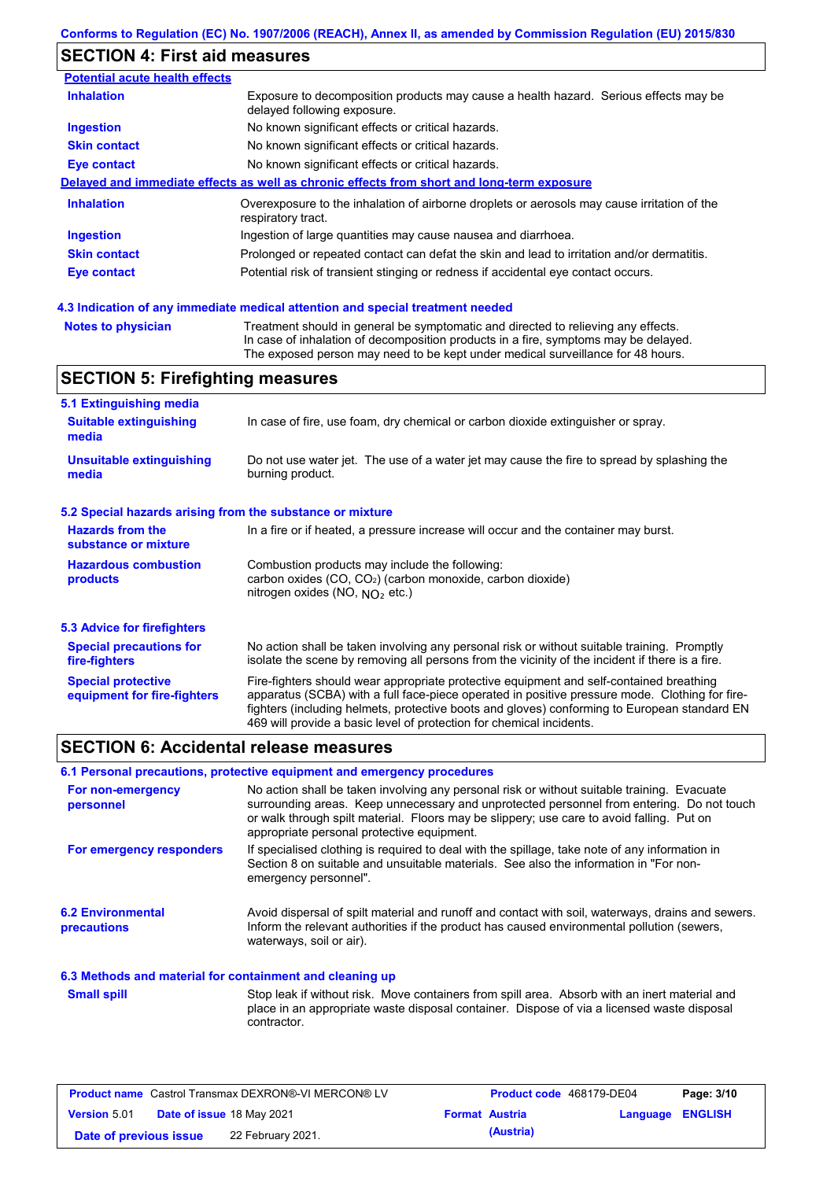## SECTION 4: First aid measures

**Potential acute health effects**

| | |
|---|---|
| **Inhalation** | Exposure to decomposition products may cause a health hazard. Serious effects may be delayed following exposure. |
| **Ingestion** | No known significant effects or critical hazards. |
| **Skin contact** | No known significant effects or critical hazards. |
| **Eye contact** | No known significant effects or critical hazards. |

**Delayed and immediate effects as well as chronic effects from short and long-term exposure**

| | |
|---|---|
| **Inhalation** | Overexposure to the inhalation of airborne droplets or aerosols may cause irritation of the respiratory tract. |
| **Ingestion** | Ingestion of large quantities may cause nausea and diarrhoea. |
| **Skin contact** | Prolonged or repeated contact can defat the skin and lead to irritation and/or dermatitis. |
| **Eye contact** | Potential risk of transient stinging or redness if accidental eye contact occurs. |

### 4.3 Indication of any immediate medical attention and special treatment needed

| | |
|---|---|
| **Notes to physician** | Treatment should in general be symptomatic and directed to relieving any effects. In case of inhalation of decomposition products in a fire, symptoms may be delayed. The exposed person may need to be kept under medical surveillance for 48 hours. |

## SECTION 5: Firefighting measures

### 5.1 Extinguishing media

| | |
|---|---|
| **Suitable extinguishing media** | In case of fire, use foam, dry chemical or carbon dioxide extinguisher or spray. |
| **Unsuitable extinguishing media** | Do not use water jet. The use of a water jet may cause the fire to spread by splashing the burning product. |

### 5.2 Special hazards arising from the substance or mixture

| | |
|---|---|
| **Hazards from the substance or mixture** | In a fire or if heated, a pressure increase will occur and the container may burst. |
| **Hazardous combustion products** | Combustion products may include the following: carbon oxides (CO, $CO_2$) (carbon monoxide, carbon dioxide) nitrogen oxides (NO, $NO_2$ etc.) |

### 5.3 Advice for firefighters

| | |
|---|---|
| **Special precautions for fire-fighters** | No action shall be taken involving any personal risk or without suitable training. Promptly isolate the scene by removing all persons from the vicinity of the incident if there is a fire. |
| **Special protective equipment for fire-fighters** | Fire-fighters should wear appropriate protective equipment and self-contained breathing apparatus (SCBA) with a full face-piece operated in positive pressure mode. Clothing for fire-fighters (including helmets, protective boots and gloves) conforming to European standard EN 469 will provide a basic level of protection for chemical incidents. |

## SECTION 6: Accidental release measures

### 6.1 Personal precautions, protective equipment and emergency procedures

| | |
|---|---|
| **For non-emergency personnel** | No action shall be taken involving any personal risk or without suitable training. Evacuate surrounding areas. Keep unnecessary and unprotected personnel from entering. Do not touch or walk through spilt material. Floors may be slippery; use care to avoid falling. Put on appropriate personal protective equipment. |
| **For emergency responders** | If specialised clothing is required to deal with the spillage, take note of any information in Section 8 on suitable and unsuitable materials. See also the information in "For non-emergency personnel". |

| | |
|---|---|
| **6.2 Environmental precautions** | Avoid dispersal of spilt material and runoff and contact with soil, waterways, drains and sewers. Inform the relevant authorities if the product has caused environmental pollution (sewers, waterways, soil or air). |

### 6.3 Methods and material for containment and cleaning up

| | |
|---|---|
| **Small spill** | Stop leak if without risk. Move containers from spill area. Absorb with an inert material and place in an appropriate waste disposal container. Dispose of via a licensed waste disposal contractor. |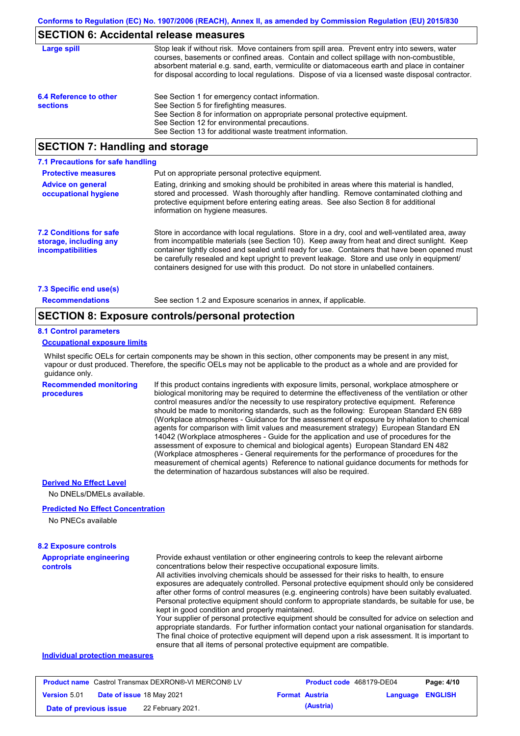## SECTION 6: Accidental release measures

**Large spill**

Stop leak if without risk. Move containers from spill area. Prevent entry into sewers, water courses, basements or confined areas. Contain and collect spillage with non-combustible, absorbent material e.g. sand, earth, vermiculite or diatomaceous earth and place in container for disposal according to local regulations. Dispose of via a licensed waste disposal contractor.

**6.4 Reference to other sections**

See Section 1 for emergency contact information.
See Section 5 for firefighting measures.
See Section 8 for information on appropriate personal protective equipment.
See Section 12 for environmental precautions.
See Section 13 for additional waste treatment information.

## SECTION 7: Handling and storage

### 7.1 Precautions for safe handling

**Protective measures**

Put on appropriate personal protective equipment.

**Advice on general occupational hygiene**

Eating, drinking and smoking should be prohibited in areas where this material is handled, stored and processed. Wash thoroughly after handling. Remove contaminated clothing and protective equipment before entering eating areas. See also Section 8 for additional information on hygiene measures.

**7.2 Conditions for safe storage, including any incompatibilities**

Store in accordance with local regulations. Store in a dry, cool and well-ventilated area, away from incompatible materials (see Section 10). Keep away from heat and direct sunlight. Keep container tightly closed and sealed until ready for use. Containers that have been opened must be carefully resealed and kept upright to prevent leakage. Store and use only in equipment/ containers designed for use with this product. Do not store in unlabelled containers.

### 7.3 Specific end use(s)

**Recommendations**

See section 1.2 and Exposure scenarios in annex, if applicable.

## SECTION 8: Exposure controls/personal protection

### 8.1 Control parameters

**Occupational exposure limits**

Whilst specific OELs for certain components may be shown in this section, other components may be present in any mist, vapour or dust produced. Therefore, the specific OELs may not be applicable to the product as a whole and are provided for guidance only.

**Recommended monitoring procedures**

If this product contains ingredients with exposure limits, personal, workplace atmosphere or biological monitoring may be required to determine the effectiveness of the ventilation or other control measures and/or the necessity to use respiratory protective equipment. Reference should be made to monitoring standards, such as the following: European Standard EN 689 (Workplace atmospheres - Guidance for the assessment of exposure by inhalation to chemical agents for comparison with limit values and measurement strategy) European Standard EN 14042 (Workplace atmospheres - Guide for the application and use of procedures for the assessment of exposure to chemical and biological agents) European Standard EN 482 (Workplace atmospheres - General requirements for the performance of procedures for the measurement of chemical agents) Reference to national guidance documents for methods for the determination of hazardous substances will also be required.

**Derived No Effect Level**

No DNELs/DMELs available.

**Predicted No Effect Concentration**

No PNECs available

### 8.2 Exposure controls

**Appropriate engineering controls**

Provide exhaust ventilation or other engineering controls to keep the relevant airborne concentrations below their respective occupational exposure limits.
All activities involving chemicals should be assessed for their risks to health, to ensure exposures are adequately controlled. Personal protective equipment should only be considered after other forms of control measures (e.g. engineering controls) have been suitably evaluated. Personal protective equipment should conform to appropriate standards, be suitable for use, be kept in good condition and properly maintained.
Your supplier of personal protective equipment should be consulted for advice on selection and appropriate standards. For further information contact your national organisation for standards. The final choice of protective equipment will depend upon a risk assessment. It is important to ensure that all items of personal protective equipment are compatible.

**Individual protection measures**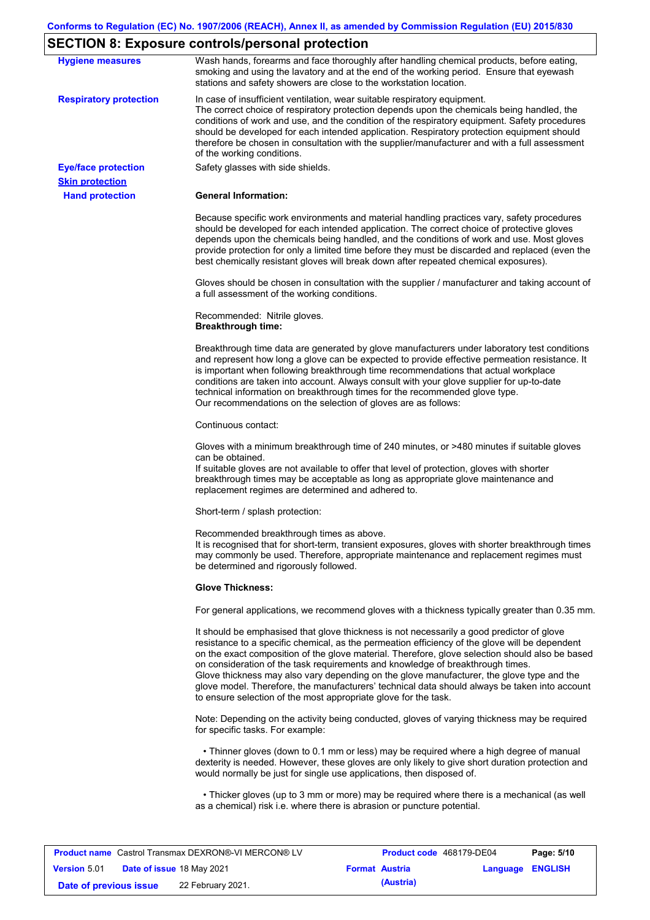## SECTION 8: Exposure controls/personal protection

**Hygiene measures**

Wash hands, forearms and face thoroughly after handling chemical products, before eating, smoking and using the lavatory and at the end of the working period. Ensure that eyewash stations and safety showers are close to the workstation location.

**Respiratory protection**

In case of insufficient ventilation, wear suitable respiratory equipment.
The correct choice of respiratory protection depends upon the chemicals being handled, the conditions of work and use, and the condition of the respiratory equipment. Safety procedures should be developed for each intended application. Respiratory protection equipment should therefore be chosen in consultation with the supplier/manufacturer and with a full assessment of the working conditions.

**Eye/face protection**

Safety glasses with side shields.

**Skin protection**

**Hand protection**

**General Information:**

Because specific work environments and material handling practices vary, safety procedures should be developed for each intended application. The correct choice of protective gloves depends upon the chemicals being handled, and the conditions of work and use. Most gloves provide protection for only a limited time before they must be discarded and replaced (even the best chemically resistant gloves will break down after repeated chemical exposures).

Gloves should be chosen in consultation with the supplier / manufacturer and taking account of a full assessment of the working conditions.

Recommended: Nitrile gloves.
**Breakthrough time:**

Breakthrough time data are generated by glove manufacturers under laboratory test conditions and represent how long a glove can be expected to provide effective permeation resistance. It is important when following breakthrough time recommendations that actual workplace conditions are taken into account. Always consult with your glove supplier for up-to-date technical information on breakthrough times for the recommended glove type.
Our recommendations on the selection of gloves are as follows:

Continuous contact:

Gloves with a minimum breakthrough time of 240 minutes, or >480 minutes if suitable gloves can be obtained.
If suitable gloves are not available to offer that level of protection, gloves with shorter breakthrough times may be acceptable as long as appropriate glove maintenance and replacement regimes are determined and adhered to.

Short-term / splash protection:

Recommended breakthrough times as above.
It is recognised that for short-term, transient exposures, gloves with shorter breakthrough times may commonly be used. Therefore, appropriate maintenance and replacement regimes must be determined and rigorously followed.

**Glove Thickness:**

For general applications, we recommend gloves with a thickness typically greater than 0.35 mm.

It should be emphasised that glove thickness is not necessarily a good predictor of glove resistance to a specific chemical, as the permeation efficiency of the glove will be dependent on the exact composition of the glove material. Therefore, glove selection should also be based on consideration of the task requirements and knowledge of breakthrough times.
Glove thickness may also vary depending on the glove manufacturer, the glove type and the glove model. Therefore, the manufacturers' technical data should always be taken into account to ensure selection of the most appropriate glove for the task.

Note: Depending on the activity being conducted, gloves of varying thickness may be required for specific tasks. For example:

- Thinner gloves (down to 0.1 mm or less) may be required where a high degree of manual dexterity is needed. However, these gloves are only likely to give short duration protection and would normally be just for single use applications, then disposed of.

- Thicker gloves (up to 3 mm or more) may be required where there is a mechanical (as well as a chemical) risk i.e. where there is abrasion or puncture potential.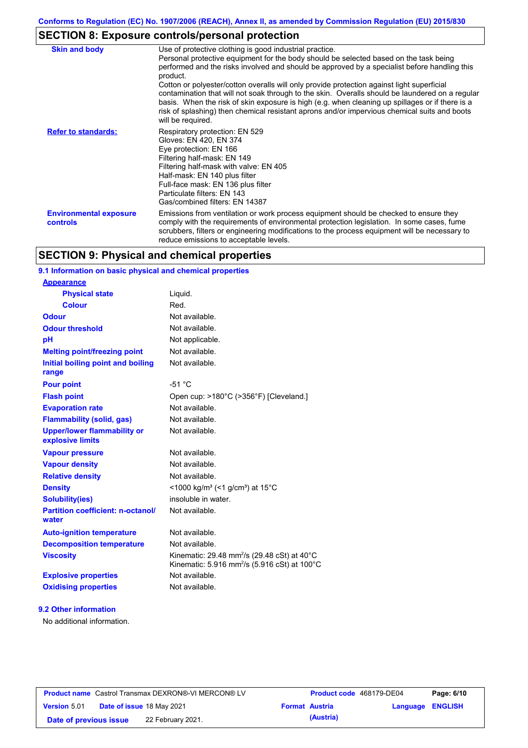## SECTION 8: Exposure controls/personal protection

| | |
|---|---|
| **Skin and body** | Use of protective clothing is good industrial practice. Personal protective equipment for the body should be selected based on the task being performed and the risks involved and should be approved by a specialist before handling this product. Cotton or polyester/cotton overalls will only provide protection against light superficial contamination that will not soak through to the skin. Overalls should be laundered on a regular basis. When the risk of skin exposure is high (e.g. when cleaning up spillages or if there is a risk of splashing) then chemical resistant aprons and/or impervious chemical suits and boots will be required. |
| **Refer to standards:** | Respiratory protection: EN 529<br>Gloves: EN 420, EN 374<br>Eye protection: EN 166<br>Filtering half-mask: EN 149<br>Filtering half-mask with valve: EN 405<br>Half-mask: EN 140 plus filter<br>Full-face mask: EN 136 plus filter<br>Particulate filters: EN 143<br>Gas/combined filters: EN 14387 |
| **Environmental exposure controls** | Emissions from ventilation or work process equipment should be checked to ensure they comply with the requirements of environmental protection legislation. In some cases, fume scrubbers, filters or engineering modifications to the process equipment will be necessary to reduce emissions to acceptable levels. |

## SECTION 9: Physical and chemical properties

### 9.1 Information on basic physical and chemical properties

| | |
|---|---|
| **Appearance** | |
| **Physical state** | Liquid. |
| **Colour** | Red. |
| **Odour** | Not available. |
| **Odour threshold** | Not available. |
| **pH** | Not applicable. |
| **Melting point/freezing point** | Not available. |
| **Initial boiling point and boiling range** | Not available. |
| **Pour point** | -51 °C |
| **Flash point** | Open cup: >180°C (>356°F) [Cleveland.] |
| **Evaporation rate** | Not available. |
| **Flammability (solid, gas)** | Not available. |
| **Upper/lower flammability or explosive limits** | Not available. |
| **Vapour pressure** | Not available. |
| **Vapour density** | Not available. |
| **Relative density** | Not available. |
| **Density** | <1000 kg/m³ (<1 g/cm³) at 15°C |
| **Solubility(ies)** | insoluble in water. |
| **Partition coefficient: n-octanol/water** | Not available. |
| **Auto-ignition temperature** | Not available. |
| **Decomposition temperature** | Not available. |
| **Viscosity** | Kinematic: 29.48 $mm^2/s$ (29.48 cSt) at 40°C<br>Kinematic: 5.916 $mm^2/s$ (5.916 cSt) at 100°C |
| **Explosive properties** | Not available. |
| **Oxidising properties** | Not available. |

### 9.2 Other information

No additional information.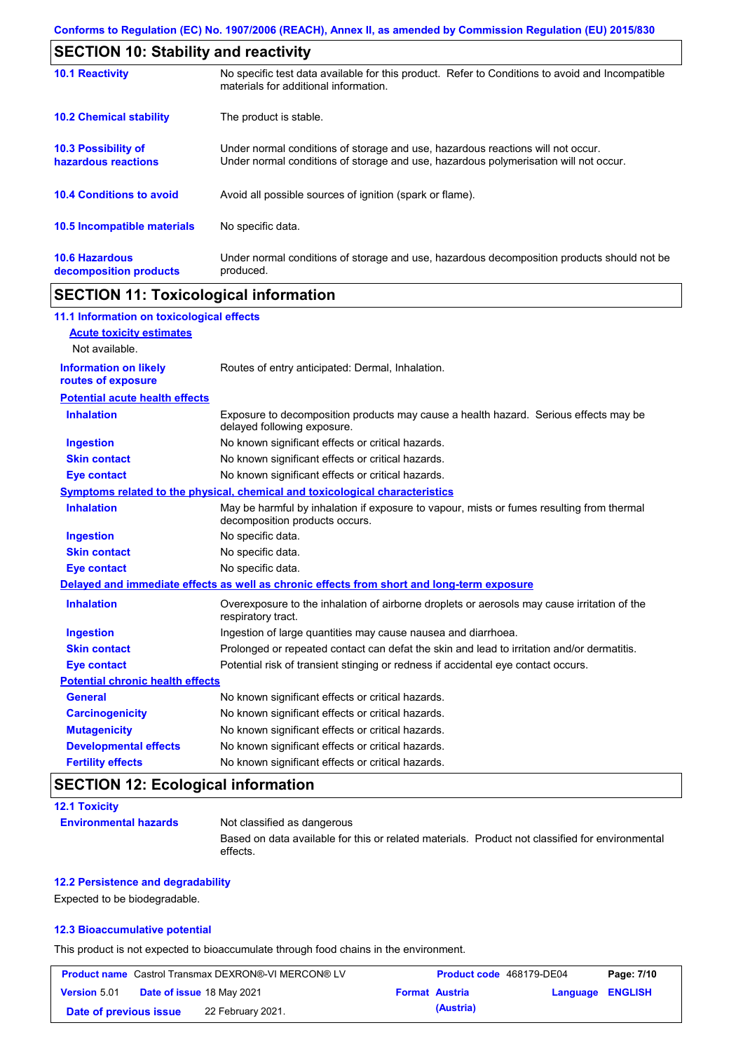## SECTION 10: Stability and reactivity

| | |
|---|---|
| **10.1 Reactivity** | No specific test data available for this product. Refer to Conditions to avoid and Incompatible materials for additional information. |
| **10.2 Chemical stability** | The product is stable. |
| **10.3 Possibility of hazardous reactions** | Under normal conditions of storage and use, hazardous reactions will not occur. Under normal conditions of storage and use, hazardous polymerisation will not occur. |
| **10.4 Conditions to avoid** | Avoid all possible sources of ignition (spark or flame). |
| **10.5 Incompatible materials** | No specific data. |
| **10.6 Hazardous decomposition products** | Under normal conditions of storage and use, hazardous decomposition products should not be produced. |

## SECTION 11: Toxicological information

### 11.1 Information on toxicological effects

**Acute toxicity estimates**

Not available.

| | |
|---|---|
| **Information on likely routes of exposure** | Routes of entry anticipated: Dermal, Inhalation. |

**Potential acute health effects**

| | |
|---|---|
| **Inhalation** | Exposure to decomposition products may cause a health hazard. Serious effects may be delayed following exposure. |
| **Ingestion** | No known significant effects or critical hazards. |
| **Skin contact** | No known significant effects or critical hazards. |
| **Eye contact** | No known significant effects or critical hazards. |

**Symptoms related to the physical, chemical and toxicological characteristics**

| | |
|---|---|
| **Inhalation** | May be harmful by inhalation if exposure to vapour, mists or fumes resulting from thermal decomposition products occurs. |
| **Ingestion** | No specific data. |
| **Skin contact** | No specific data. |
| **Eye contact** | No specific data. |

**Delayed and immediate effects as well as chronic effects from short and long-term exposure**

| | |
|---|---|
| **Inhalation** | Overexposure to the inhalation of airborne droplets or aerosols may cause irritation of the respiratory tract. |
| **Ingestion** | Ingestion of large quantities may cause nausea and diarrhoea. |
| **Skin contact** | Prolonged or repeated contact can defat the skin and lead to irritation and/or dermatitis. |
| **Eye contact** | Potential risk of transient stinging or redness if accidental eye contact occurs. |

**Potential chronic health effects**

| | |
|---|---|
| **General** | No known significant effects or critical hazards. |
| **Carcinogenicity** | No known significant effects or critical hazards. |
| **Mutagenicity** | No known significant effects or critical hazards. |
| **Developmental effects** | No known significant effects or critical hazards. |
| **Fertility effects** | No known significant effects or critical hazards. |

## SECTION 12: Ecological information

### 12.1 Toxicity

| | |
|---|---|
| **Environmental hazards** | Not classified as dangerous<br>Based on data available for this or related materials. Product not classified for environmental effects. |

### 12.2 Persistence and degradability

Expected to be biodegradable.

### 12.3 Bioaccumulative potential

This product is not expected to bioaccumulate through food chains in the environment.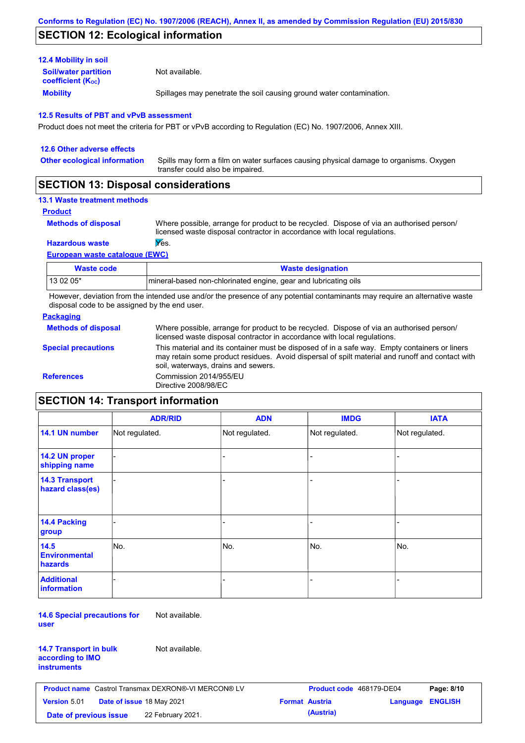## SECTION 12: Ecological information

### 12.4 Mobility in soil

**Soil/water partition coefficient ($K_{OC}$)**: Not available.

**Mobility**: Spillages may penetrate the soil causing ground water contamination.

### 12.5 Results of PBT and vPvB assessment

Product does not meet the criteria for PBT or vPvB according to Regulation (EC) No. 1907/2006, Annex XIII.

### 12.6 Other adverse effects

**Other ecological information**: Spills may form a film on water surfaces causing physical damage to organisms. Oxygen transfer could also be impaired.

## SECTION 13: Disposal considerations

### 13.1 Waste treatment methods

**Product**

**Methods of disposal**: Where possible, arrange for product to be recycled. Dispose of via an authorised person/ licensed waste disposal contractor in accordance with local regulations.

**Hazardous waste**: Yes.

**European waste catalogue (EWC)**

| Waste code | Waste designation |
|---|---|
| 13 02 05* | mineral-based non-chlorinated engine, gear and lubricating oils |

However, deviation from the intended use and/or the presence of any potential contaminants may require an alternative waste disposal code to be assigned by the end user.

**Packaging**

**Methods of disposal**: Where possible, arrange for product to be recycled. Dispose of via an authorised person/ licensed waste disposal contractor in accordance with local regulations.

**Special precautions**: This material and its container must be disposed of in a safe way. Empty containers or liners may retain some product residues. Avoid dispersal of spilt material and runoff and contact with soil, waterways, drains and sewers.

**References**: Commission 2014/955/EU
Directive 2008/98/EC

## SECTION 14: Transport information

| | ADR/RID | ADN | IMDG | IATA |
|---|---|---|---|---|
| **14.1 UN number** | Not regulated. | Not regulated. | Not regulated. | Not regulated. |
| **14.2 UN proper shipping name** | - | - | - | - |
| **14.3 Transport hazard class(es)** | - | - | - | - |
| **14.4 Packing group** | - | - | - | - |
| **14.5 Environmental hazards** | No. | No. | No. | No. |
| **Additional information** | - | - | - | - |

**14.6 Special precautions for user**: Not available.

**14.7 Transport in bulk according to IMO instruments**: Not available.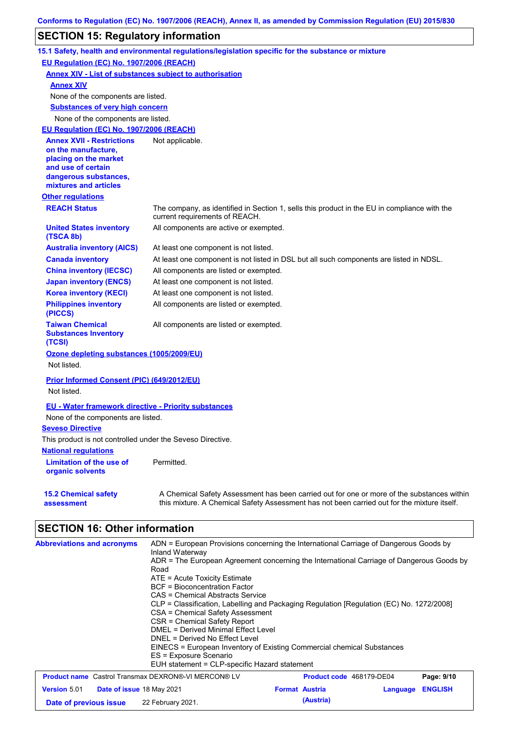## SECTION 15: Regulatory information

### 15.1 Safety, health and environmental regulations/legislation specific for the substance or mixture

**EU Regulation (EC) No. 1907/2006 (REACH)**

**Annex XIV - List of substances subject to authorisation**

**Annex XIV**

None of the components are listed.

**Substances of very high concern**

None of the components are listed.

**EU Regulation (EC) No. 1907/2006 (REACH)**

| | |
|---|---|
| **Annex XVII - Restrictions on the manufacture, placing on the market and use of certain dangerous substances, mixtures and articles** | Not applicable. |

**Other regulations**

| | |
|---|---|
| **REACH Status** | The company, as identified in Section 1, sells this product in the EU in compliance with the current requirements of REACH. |
| **United States inventory (TSCA 8b)** | All components are active or exempted. |
| **Australia inventory (AICS)** | At least one component is not listed. |
| **Canada inventory** | At least one component is not listed in DSL but all such components are listed in NDSL. |
| **China inventory (IECSC)** | All components are listed or exempted. |
| **Japan inventory (ENCS)** | At least one component is not listed. |
| **Korea inventory (KECI)** | At least one component is not listed. |
| **Philippines inventory (PICCS)** | All components are listed or exempted. |
| **Taiwan Chemical Substances Inventory (TCSI)** | All components are listed or exempted. |

**Ozone depleting substances (1005/2009/EU)**

Not listed.

**Prior Informed Consent (PIC) (649/2012/EU)**

Not listed.

**EU - Water framework directive - Priority substances**

None of the components are listed.

**Seveso Directive**

This product is not controlled under the Seveso Directive.

**National regulations**

| | |
|---|---|
| **Limitation of the use of organic solvents** | Permitted. |

| | |
|---|---|
| **15.2 Chemical safety assessment** | A Chemical Safety Assessment has been carried out for one or more of the substances within this mixture. A Chemical Safety Assessment has not been carried out for the mixture itself. |

## SECTION 16: Other information

**Abbreviations and acronyms**

ADN = European Provisions concerning the International Carriage of Dangerous Goods by Inland Waterway
ADR = The European Agreement concerning the International Carriage of Dangerous Goods by Road
ATE = Acute Toxicity Estimate
BCF = Bioconcentration Factor
CAS = Chemical Abstracts Service
CLP = Classification, Labelling and Packaging Regulation [Regulation (EC) No. 1272/2008]
CSA = Chemical Safety Assessment
CSR = Chemical Safety Report
DMEL = Derived Minimal Effect Level
DNEL = Derived No Effect Level
EINECS = European Inventory of Existing Commercial chemical Substances
ES = Exposure Scenario
EUH statement = CLP-specific Hazard statement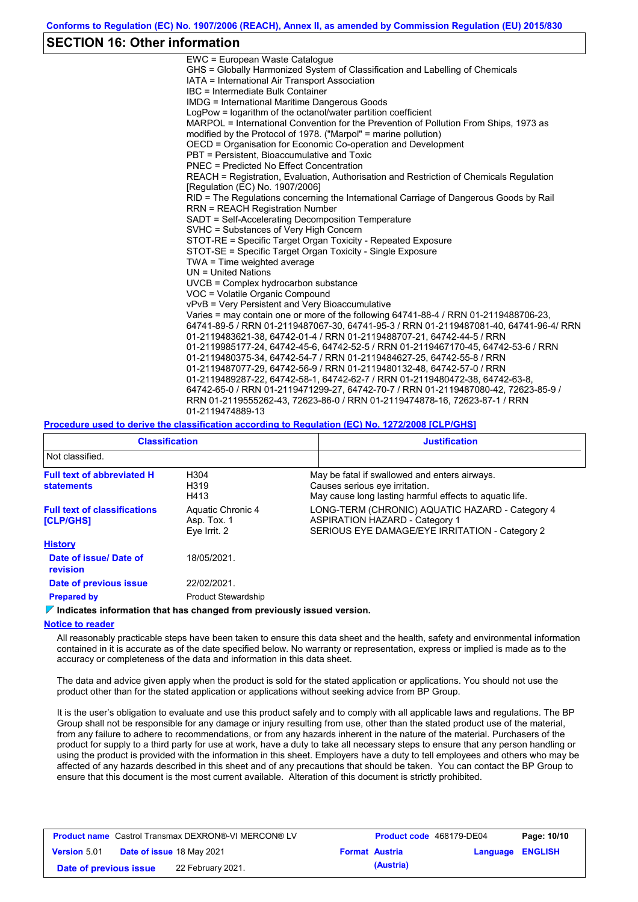## SECTION 16: Other information

EWC = European Waste Catalogue
GHS = Globally Harmonized System of Classification and Labelling of Chemicals
IATA = International Air Transport Association
IBC = Intermediate Bulk Container
IMDG = International Maritime Dangerous Goods
LogPow = logarithm of the octanol/water partition coefficient
MARPOL = International Convention for the Prevention of Pollution From Ships, 1973 as modified by the Protocol of 1978. ("Marpol" = marine pollution)
OECD = Organisation for Economic Co-operation and Development
PBT = Persistent, Bioaccumulative and Toxic
PNEC = Predicted No Effect Concentration
REACH = Registration, Evaluation, Authorisation and Restriction of Chemicals Regulation [Regulation (EC) No. 1907/2006]
RID = The Regulations concerning the International Carriage of Dangerous Goods by Rail
RRN = REACH Registration Number
SADT = Self-Accelerating Decomposition Temperature
SVHC = Substances of Very High Concern
STOT-RE = Specific Target Organ Toxicity - Repeated Exposure
STOT-SE = Specific Target Organ Toxicity - Single Exposure
TWA = Time weighted average
UN = United Nations
UVCB = Complex hydrocarbon substance
VOC = Volatile Organic Compound
vPvB = Very Persistent and Very Bioaccumulative
Varies = may contain one or more of the following 64741-88-4 / RRN 01-2119488706-23, 64741-89-5 / RRN 01-2119487067-30, 64741-95-3 / RRN 01-2119487081-40, 64741-96-4/ RRN 01-2119483621-38, 64742-01-4 / RRN 01-2119488707-21, 64742-44-5 / RRN 01-2119985177-24, 64742-45-6, 64742-52-5 / RRN 01-2119467170-45, 64742-53-6 / RRN 01-2119480375-34, 64742-54-7 / RRN 01-2119484627-25, 64742-55-8 / RRN 01-2119487077-29, 64742-56-9 / RRN 01-2119480132-48, 64742-57-0 / RRN 01-2119489287-22, 64742-58-1, 64742-62-7 / RRN 01-2119480472-38, 64742-63-8, 64742-65-0 / RRN 01-2119471299-27, 64742-70-7 / RRN 01-2119487080-42, 72623-85-9 / RRN 01-2119555262-43, 72623-86-0 / RRN 01-2119474878-16, 72623-87-1 / RRN 01-2119474889-13

**Procedure used to derive the classification according to Regulation (EC) No. 1272/2008 [CLP/GHS]**

| Classification | Justification |
|---|---|
| Not classified. | |

| | | |
|---|---|---|
| **Full text of abbreviated H statements** | H304<br>H319<br>H413 | May be fatal if swallowed and enters airways.<br>Causes serious eye irritation.<br>May cause long lasting harmful effects to aquatic life. |
| **Full text of classifications [CLP/GHS]** | Aquatic Chronic 4<br>Asp. Tox. 1<br>Eye Irrit. 2 | LONG-TERM (CHRONIC) AQUATIC HAZARD - Category 4<br>ASPIRATION HAZARD - Category 1<br>SERIOUS EYE DAMAGE/EYE IRRITATION - Category 2 |

**History**

| | |
|---|---|
| **Date of issue/ Date of revision** | 18/05/2021. |
| **Date of previous issue** | 22/02/2021. |
| **Prepared by** | Product Stewardship |

**Indicates information that has changed from previously issued version.**

**Notice to reader**

All reasonably practicable steps have been taken to ensure this data sheet and the health, safety and environmental information contained in it is accurate as of the date specified below. No warranty or representation, express or implied is made as to the accuracy or completeness of the data and information in this data sheet.

The data and advice given apply when the product is sold for the stated application or applications. You should not use the product other than for the stated application or applications without seeking advice from BP Group.

It is the user's obligation to evaluate and use this product safely and to comply with all applicable laws and regulations. The BP Group shall not be responsible for any damage or injury resulting from use, other than the stated product use of the material, from any failure to adhere to recommendations, or from any hazards inherent in the nature of the material. Purchasers of the product for supply to a third party for use at work, have a duty to take all necessary steps to ensure that any person handling or using the product is provided with the information in this sheet. Employers have a duty to tell employees and others who may be affected of any hazards described in this sheet and of any precautions that should be taken. You can contact the BP Group to ensure that this document is the most current available. Alteration of this document is strictly prohibited.

| | | | |
|---|---|---|---|
| **Product name** Castrol Transmax DEXRON®-VI MERCON® LV | | **Product code** 468179-DE04 | |
| **Version** 5.01 | **Date of issue** 18 May 2021 | **Format Austria (Austria)** | **Language ENGLISH** |
| **Date of previous issue** 22 February 2021. | | | |